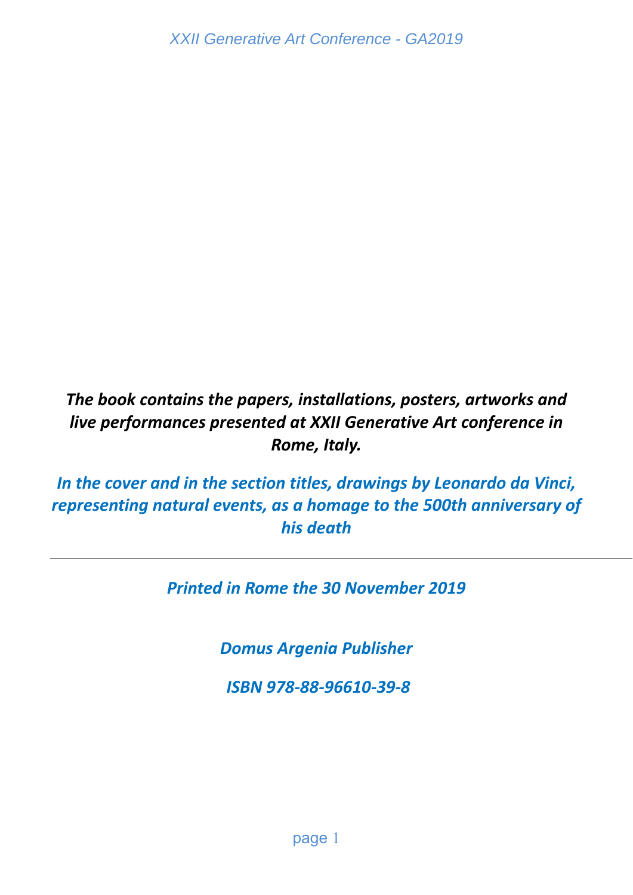*The book contains the papers, installations, posters, artworks and live performances presented at XXII Generative Art conference in Rome, Italy.*

*In the cover and in the section titles, drawings by Leonardo da Vinci, representing natural events, as a homage to the 500th anniversary of his death*

---

*Printed in Rome the 30 November 2019*

*Domus Argenia Publisher*

*ISBN 978-88-96610-39-8*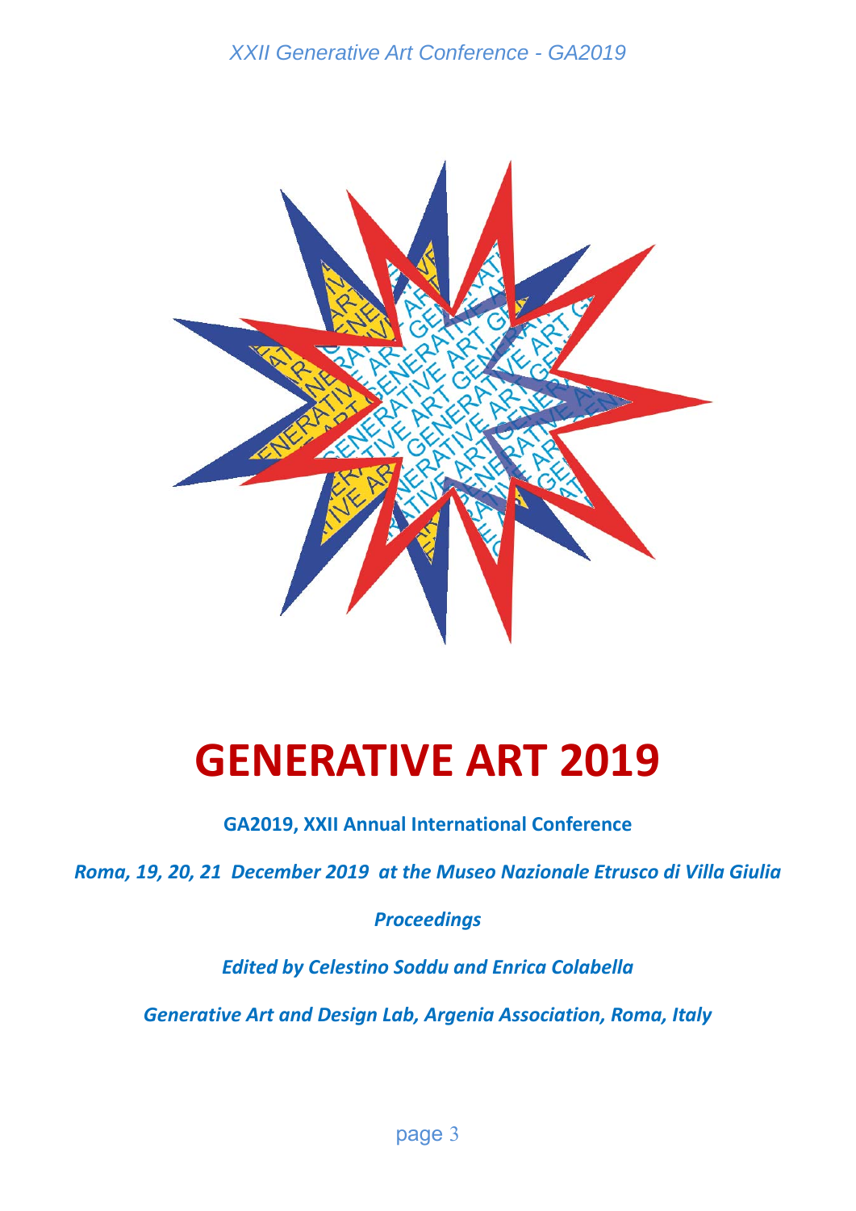# GENERATIVE ART 2019

**GA2019, XXII Annual International Conference**

***Roma, 19, 20, 21 December 2019 at the Museo Nazionale Etrusco di Villa Giulia***

***Proceedings***

***Edited by Celestino Soddu and Enrica Colabella***

***Generative Art and Design Lab, Argenia Association, Roma, Italy***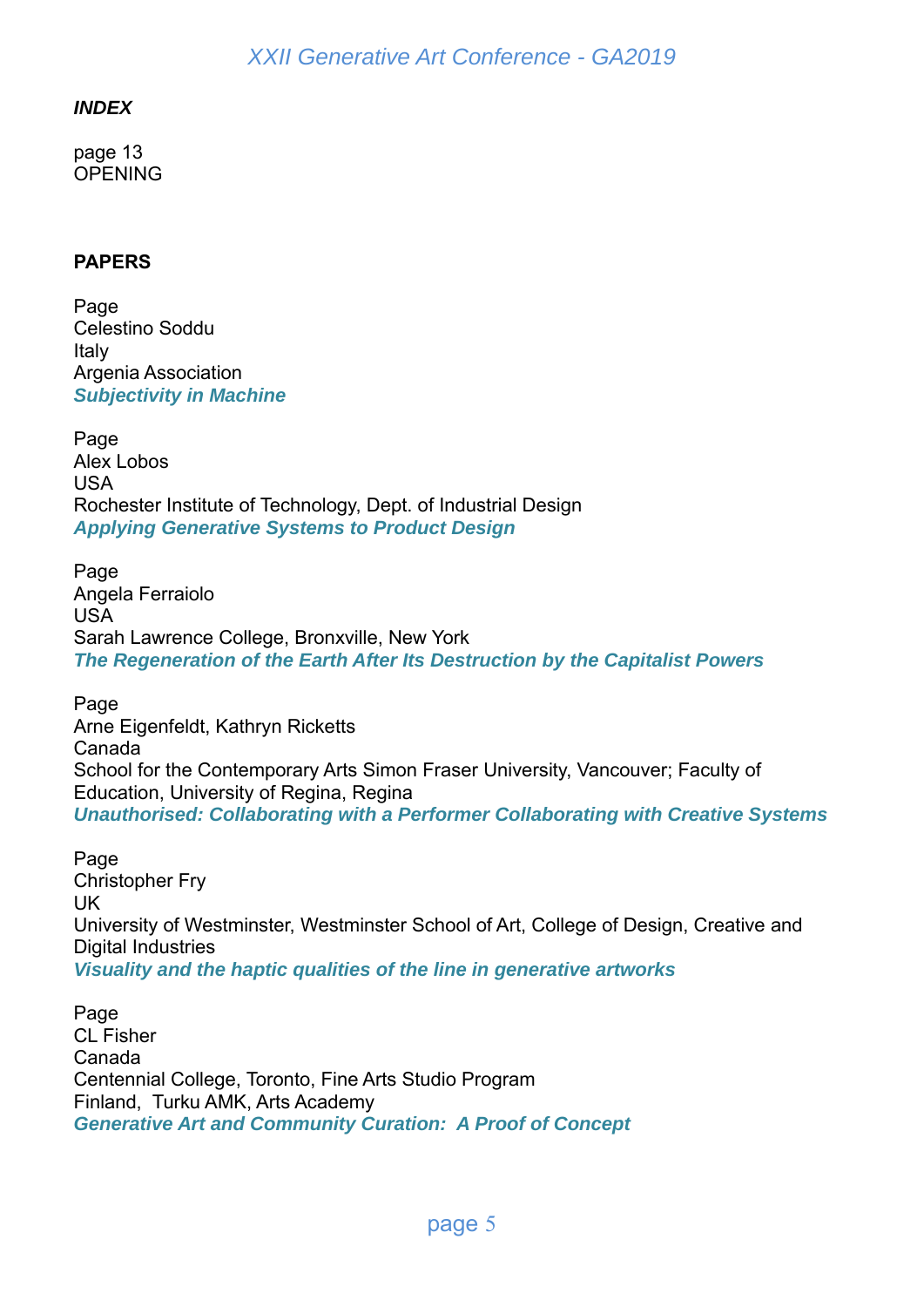***INDEX***

page 13
OPENING

**PAPERS**

Page
Celestino Soddu
Italy
Argenia Association
***Subjectivity in Machine***

Page
Alex Lobos
USA
Rochester Institute of Technology, Dept. of Industrial Design
***Applying Generative Systems to Product Design***

Page
Angela Ferraiolo
USA
Sarah Lawrence College, Bronxville, New York
***The Regeneration of the Earth After Its Destruction by the Capitalist Powers***

Page
Arne Eigenfeldt, Kathryn Ricketts
Canada
School for the Contemporary Arts Simon Fraser University, Vancouver; Faculty of Education, University of Regina, Regina
***Unauthorised: Collaborating with a Performer Collaborating with Creative Systems***

Page
Christopher Fry
UK
University of Westminster, Westminster School of Art, College of Design, Creative and Digital Industries
***Visuality and the haptic qualities of the line in generative artworks***

Page
CL Fisher
Canada
Centennial College, Toronto, Fine Arts Studio Program
Finland, Turku AMK, Arts Academy
***Generative Art and Community Curation: A Proof of Concept***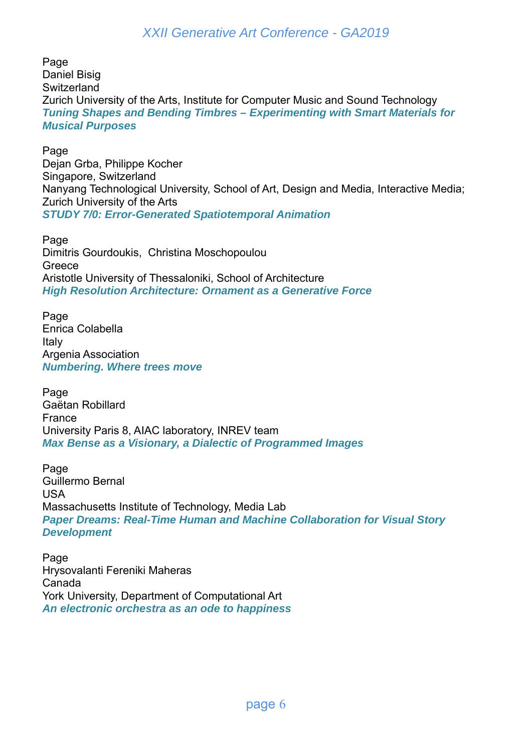Page
Daniel Bisig
Switzerland
Zurich University of the Arts, Institute for Computer Music and Sound Technology
***Tuning Shapes and Bending Timbres – Experimenting with Smart Materials for Musical Purposes***

Page
Dejan Grba, Philippe Kocher
Singapore, Switzerland
Nanyang Technological University, School of Art, Design and Media, Interactive Media; Zurich University of the Arts
***STUDY 7/0: Error-Generated Spatiotemporal Animation***

Page
Dimitris Gourdoukis, Christina Moschopoulou
Greece
Aristotle University of Thessaloniki, School of Architecture
***High Resolution Architecture: Ornament as a Generative Force***

Page
Enrica Colabella
Italy
Argenia Association
***Numbering. Where trees move***

Page
Gaëtan Robillard
France
University Paris 8, AIAC laboratory, INREV team
***Max Bense as a Visionary, a Dialectic of Programmed Images***

Page
Guillermo Bernal
USA
Massachusetts Institute of Technology, Media Lab
***Paper Dreams: Real-Time Human and Machine Collaboration for Visual Story Development***

Page
Hrysovalanti Fereniki Maheras
Canada
York University, Department of Computational Art
***An electronic orchestra as an ode to happiness***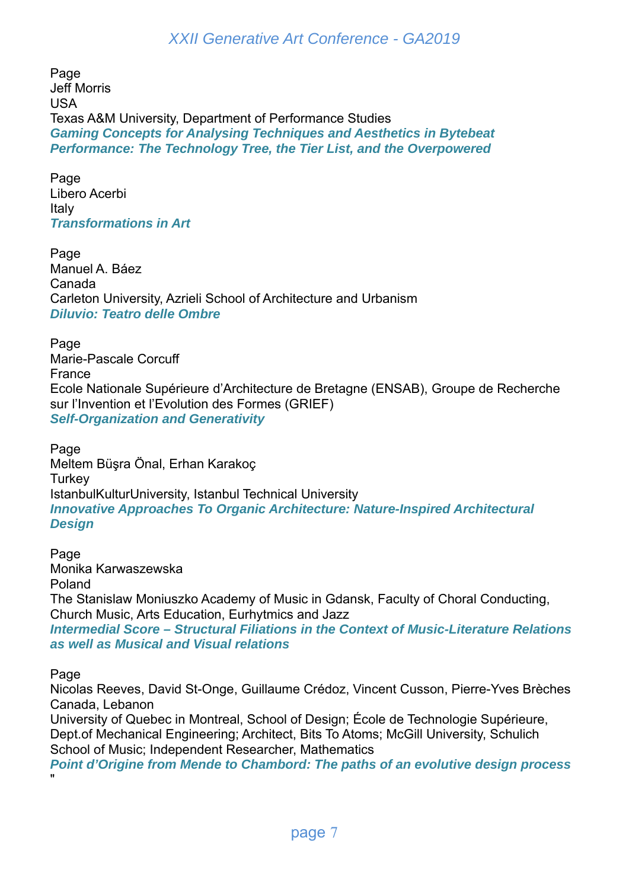Page
Jeff Morris
USA
Texas A&M University, Department of Performance Studies
***Gaming Concepts for Analysing Techniques and Aesthetics in Bytebeat Performance: The Technology Tree, the Tier List, and the Overpowered***

Page
Libero Acerbi
Italy
***Transformations in Art***

Page
Manuel A. Báez
Canada
Carleton University, Azrieli School of Architecture and Urbanism
***Diluvio: Teatro delle Ombre***

Page
Marie-Pascale Corcuff
France
Ecole Nationale Supérieure d'Architecture de Bretagne (ENSAB), Groupe de Recherche sur l'Invention et l'Evolution des Formes (GRIEF)
***Self-Organization and Generativity***

Page
Meltem Büşra Önal, Erhan Karakoç
Turkey
IstanbulKulturUniversity, Istanbul Technical University
***Innovative Approaches To Organic Architecture: Nature-Inspired Architectural Design***

Page
Monika Karwaszewska
Poland
The Stanislaw Moniuszko Academy of Music in Gdansk, Faculty of Choral Conducting, Church Music, Arts Education, Eurhytmics and Jazz
***Intermedial Score – Structural Filiations in the Context of Music-Literature Relations as well as Musical and Visual relations***

Page
Nicolas Reeves, David St-Onge, Guillaume Crédoz, Vincent Cusson, Pierre-Yves Brèches
Canada, Lebanon
University of Quebec in Montreal, School of Design; École de Technologie Supérieure, Dept.of Mechanical Engineering; Architect, Bits To Atoms; McGill University, Schulich School of Music; Independent Researcher, Mathematics
***Point d'Origine from Mende to Chambord: The paths of an evolutive design process***
"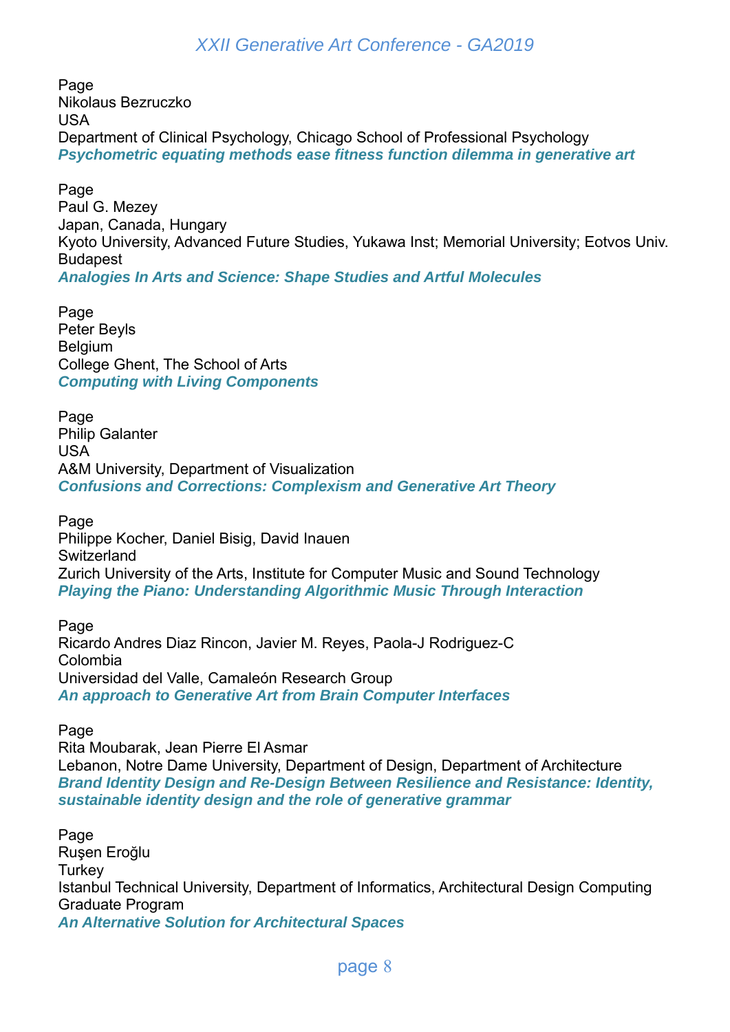Page
Nikolaus Bezruczko
USA
Department of Clinical Psychology, Chicago School of Professional Psychology
***Psychometric equating methods ease fitness function dilemma in generative art***

Page
Paul G. Mezey
Japan, Canada, Hungary
Kyoto University, Advanced Future Studies, Yukawa Inst; Memorial University; Eotvos Univ. Budapest
***Analogies In Arts and Science: Shape Studies and Artful Molecules***

Page
Peter Beyls
Belgium
College Ghent, The School of Arts
***Computing with Living Components***

Page
Philip Galanter
USA
A&M University, Department of Visualization
***Confusions and Corrections: Complexism and Generative Art Theory***

Page
Philippe Kocher, Daniel Bisig, David Inauen
Switzerland
Zurich University of the Arts, Institute for Computer Music and Sound Technology
***Playing the Piano: Understanding Algorithmic Music Through Interaction***

Page
Ricardo Andres Diaz Rincon, Javier M. Reyes, Paola-J Rodriguez-C
Colombia
Universidad del Valle, Camaleón Research Group
***An approach to Generative Art from Brain Computer Interfaces***

Page
Rita Moubarak, Jean Pierre El Asmar
Lebanon, Notre Dame University, Department of Design, Department of Architecture
***Brand Identity Design and Re-Design Between Resilience and Resistance: Identity, sustainable identity design and the role of generative grammar***

Page
Ruşen Eroğlu
Turkey
Istanbul Technical University, Department of Informatics, Architectural Design Computing Graduate Program
***An Alternative Solution for Architectural Spaces***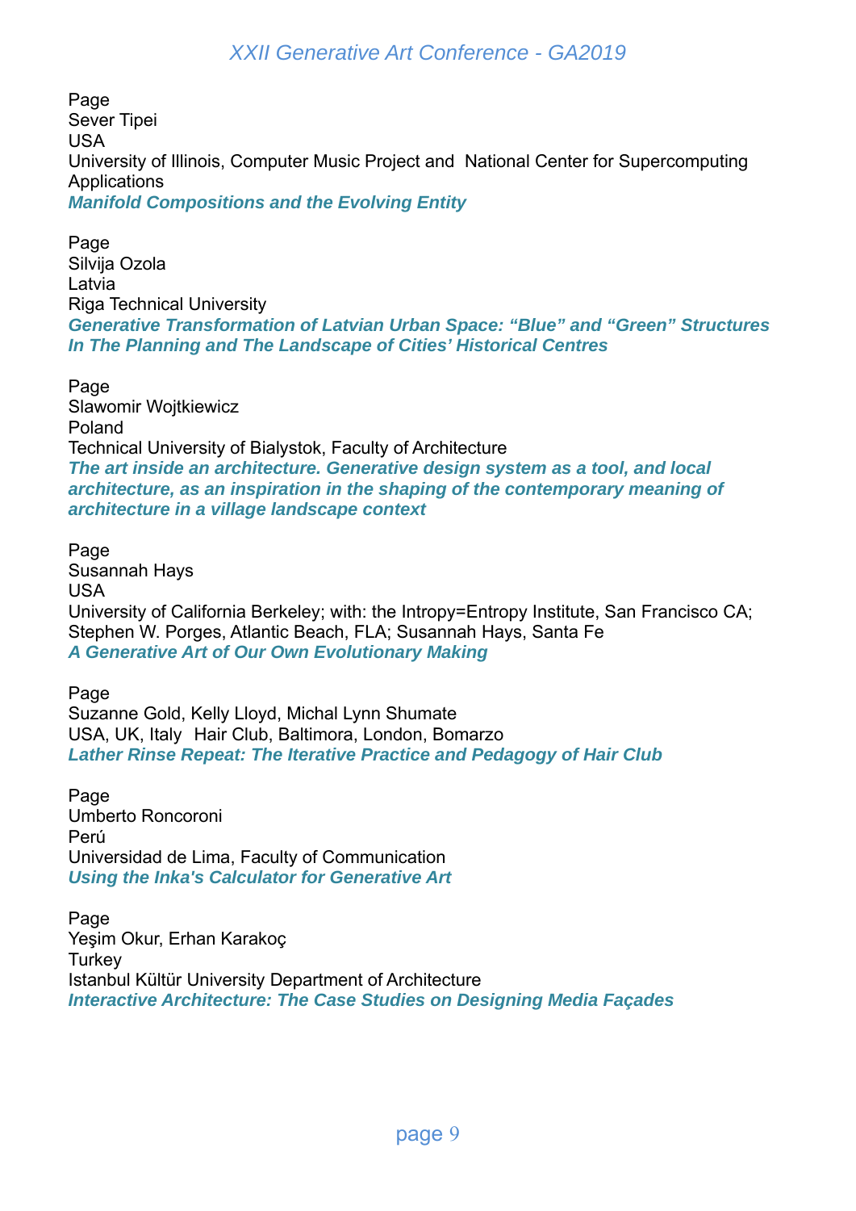Page
Sever Tipei
USA
University of Illinois, Computer Music Project and  National Center for Supercomputing Applications
***Manifold Compositions and the Evolving Entity***

Page
Silvija Ozola
Latvia
Riga Technical University
***Generative Transformation of Latvian Urban Space: "Blue" and "Green" Structures In The Planning and The Landscape of Cities' Historical Centres***

Page
Slawomir Wojtkiewicz
Poland
Technical University of Bialystok, Faculty of Architecture
***The art inside an architecture. Generative design system as a tool, and local architecture, as an inspiration in the shaping of the contemporary meaning of architecture in a village landscape context***

Page
Susannah Hays
USA
University of California Berkeley; with: the Intropy=Entropy Institute, San Francisco CA; Stephen W. Porges, Atlantic Beach, FLA; Susannah Hays, Santa Fe
***A Generative Art of Our Own Evolutionary Making***

Page
Suzanne Gold, Kelly Lloyd, Michal Lynn Shumate
USA, UK, Italy  Hair Club, Baltimora, London, Bomarzo
***Lather Rinse Repeat: The Iterative Practice and Pedagogy of Hair Club***

Page
Umberto Roncoroni
Perú
Universidad de Lima, Faculty of Communication
***Using the Inka's Calculator for Generative Art***

Page
Yeşim Okur, Erhan Karakoç
Turkey
Istanbul Kültür University Department of Architecture
***Interactive Architecture: The Case Studies on Designing Media Façades***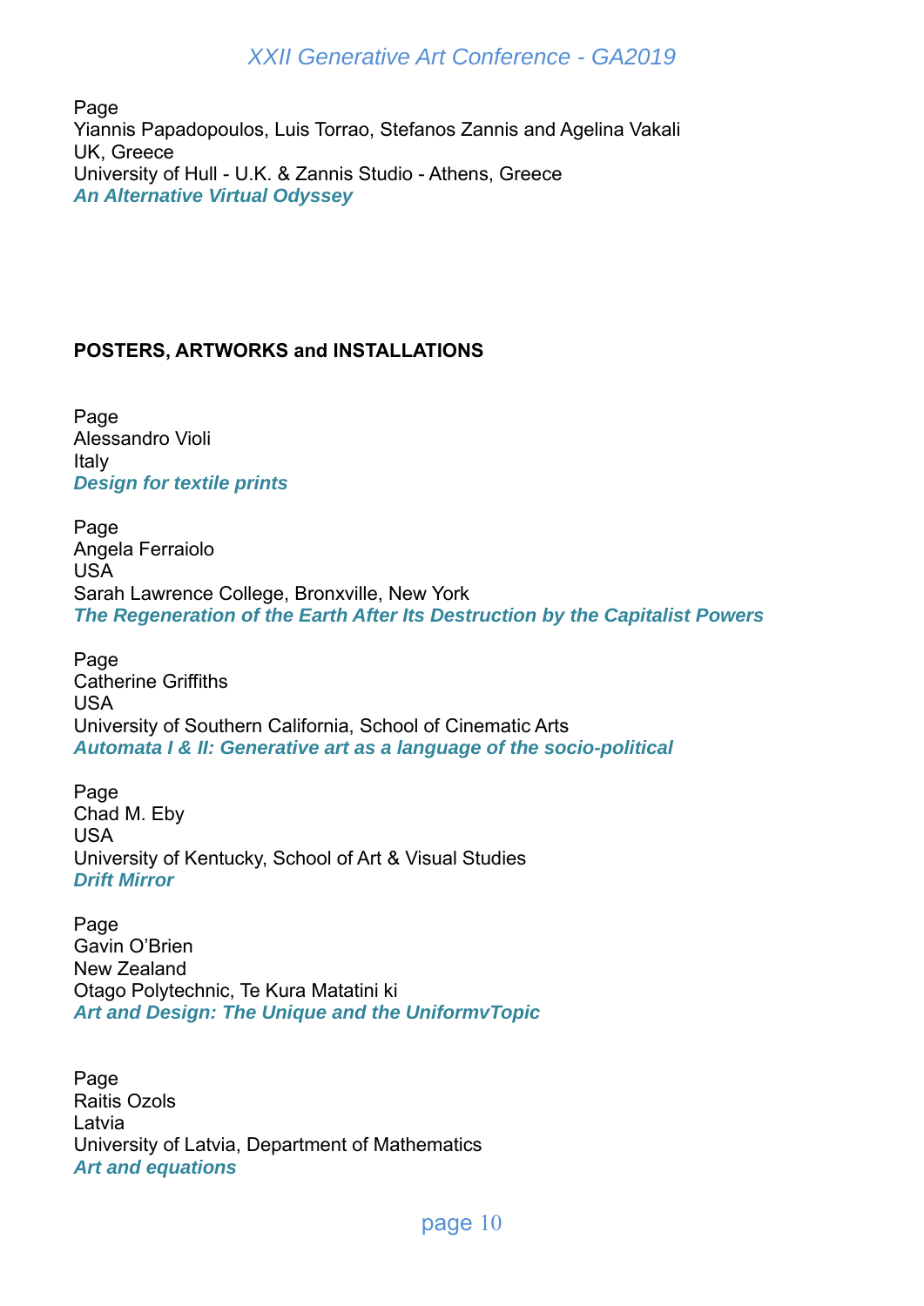Page
Yiannis Papadopoulos, Luis Torrao, Stefanos Zannis and Agelina Vakali
UK, Greece
University of Hull - U.K. & Zannis Studio - Athens, Greece
***An Alternative Virtual Odyssey***

**POSTERS, ARTWORKS and INSTALLATIONS**

Page
Alessandro Violi
Italy
***Design for textile prints***

Page
Angela Ferraiolo
USA
Sarah Lawrence College, Bronxville, New York
***The Regeneration of the Earth After Its Destruction by the Capitalist Powers***

Page
Catherine Griffiths
USA
University of Southern California, School of Cinematic Arts
***Automata I & II: Generative art as a language of the socio-political***

Page
Chad M. Eby
USA
University of Kentucky, School of Art & Visual Studies
***Drift Mirror***

Page
Gavin O'Brien
New Zealand
Otago Polytechnic, Te Kura Matatini ki
***Art and Design: The Unique and the UniformvTopic***

Page
Raitis Ozols
Latvia
University of Latvia, Department of Mathematics
***Art and equations***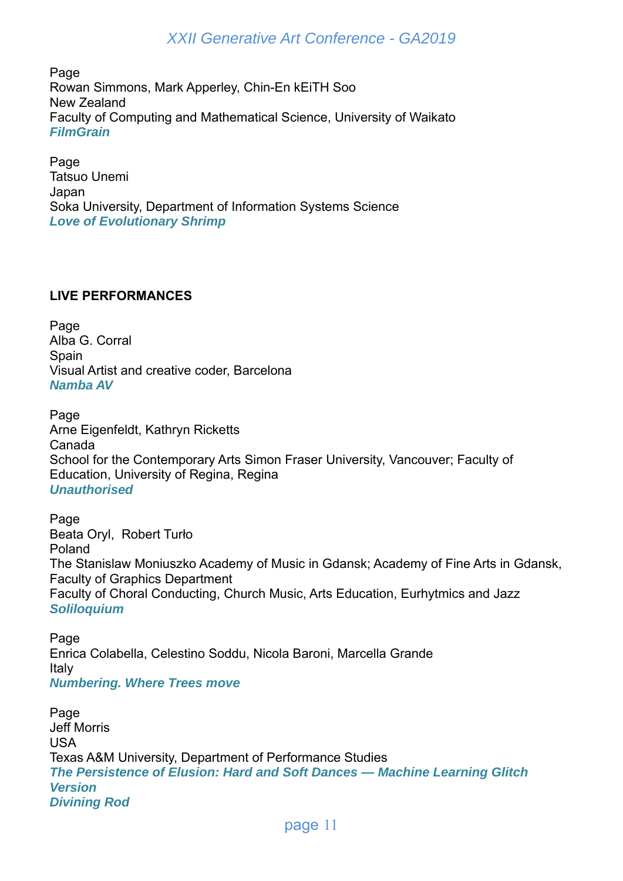Page
Rowan Simmons, Mark Apperley, Chin-En kEiTH Soo
New Zealand
Faculty of Computing and Mathematical Science, University of Waikato
***FilmGrain***

Page
Tatsuo Unemi
Japan
Soka University, Department of Information Systems Science
***Love of Evolutionary Shrimp***

**LIVE PERFORMANCES**

Page
Alba G. Corral
Spain
Visual Artist and creative coder, Barcelona
***Namba AV***

Page
Arne Eigenfeldt, Kathryn Ricketts
Canada
School for the Contemporary Arts Simon Fraser University, Vancouver; Faculty of Education, University of Regina, Regina
***Unauthorised***

Page
Beata Oryl, Robert Turło
Poland
The Stanislaw Moniuszko Academy of Music in Gdansk; Academy of Fine Arts in Gdansk, Faculty of Graphics Department
Faculty of Choral Conducting, Church Music, Arts Education, Eurhytmics and Jazz
***Soliloquium***

Page
Enrica Colabella, Celestino Soddu, Nicola Baroni, Marcella Grande
Italy
***Numbering. Where Trees move***

Page
Jeff Morris
USA
Texas A&M University, Department of Performance Studies
***The Persistence of Elusion: Hard and Soft Dances — Machine Learning Glitch Version***
***Divining Rod***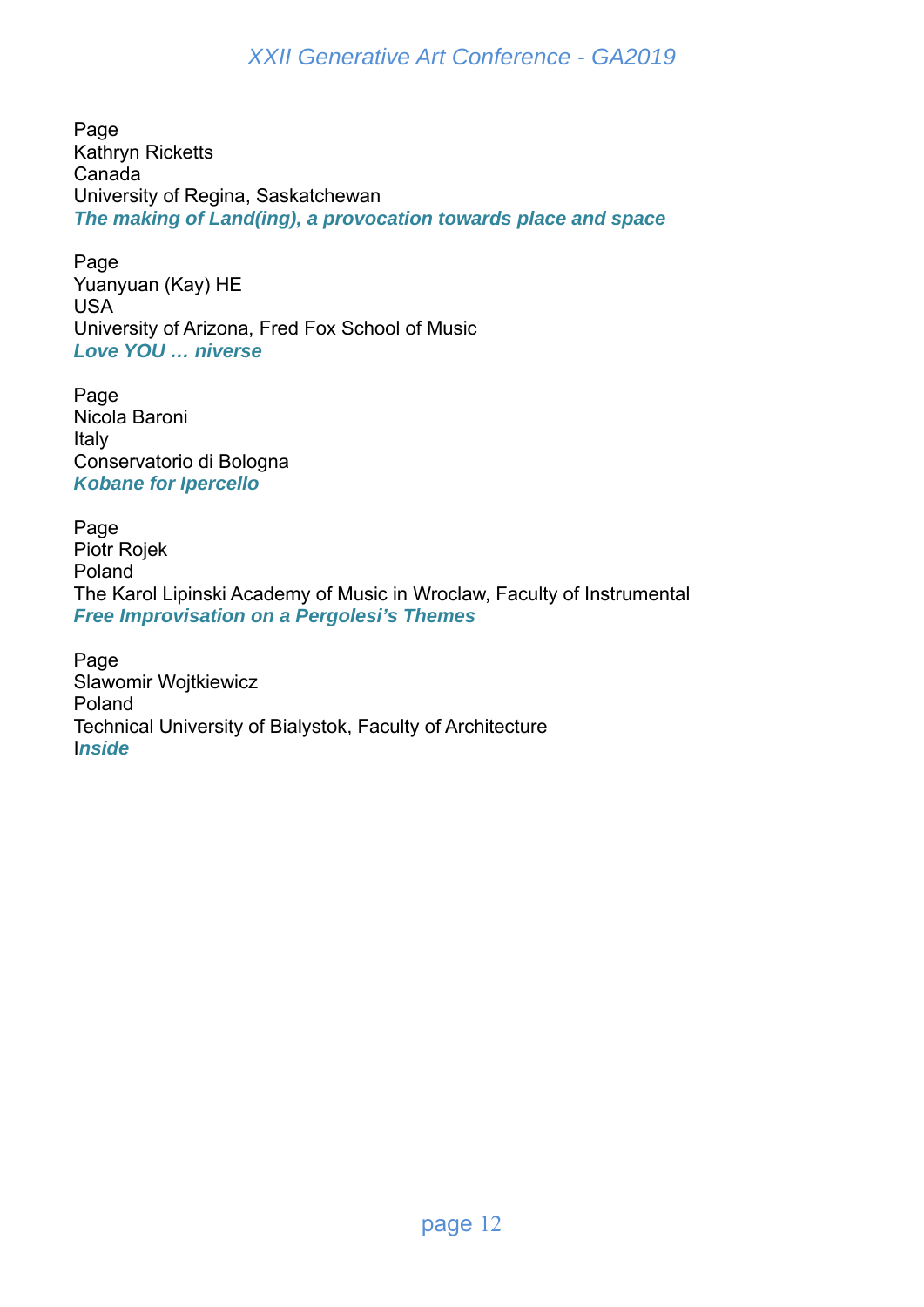Page
Kathryn Ricketts
Canada
University of Regina, Saskatchewan
***The making of Land(ing), a provocation towards place and space***

Page
Yuanyuan (Kay) HE
USA
University of Arizona, Fred Fox School of Music
***Love YOU … niverse***

Page
Nicola Baroni
Italy
Conservatorio di Bologna
***Kobane for Ipercello***

Page
Piotr Rojek
Poland
The Karol Lipinski Academy of Music in Wroclaw, Faculty of Instrumental
***Free Improvisation on a Pergolesi's Themes***

Page
Slawomir Wojtkiewicz
Poland
Technical University of Bialystok, Faculty of Architecture
I***nside***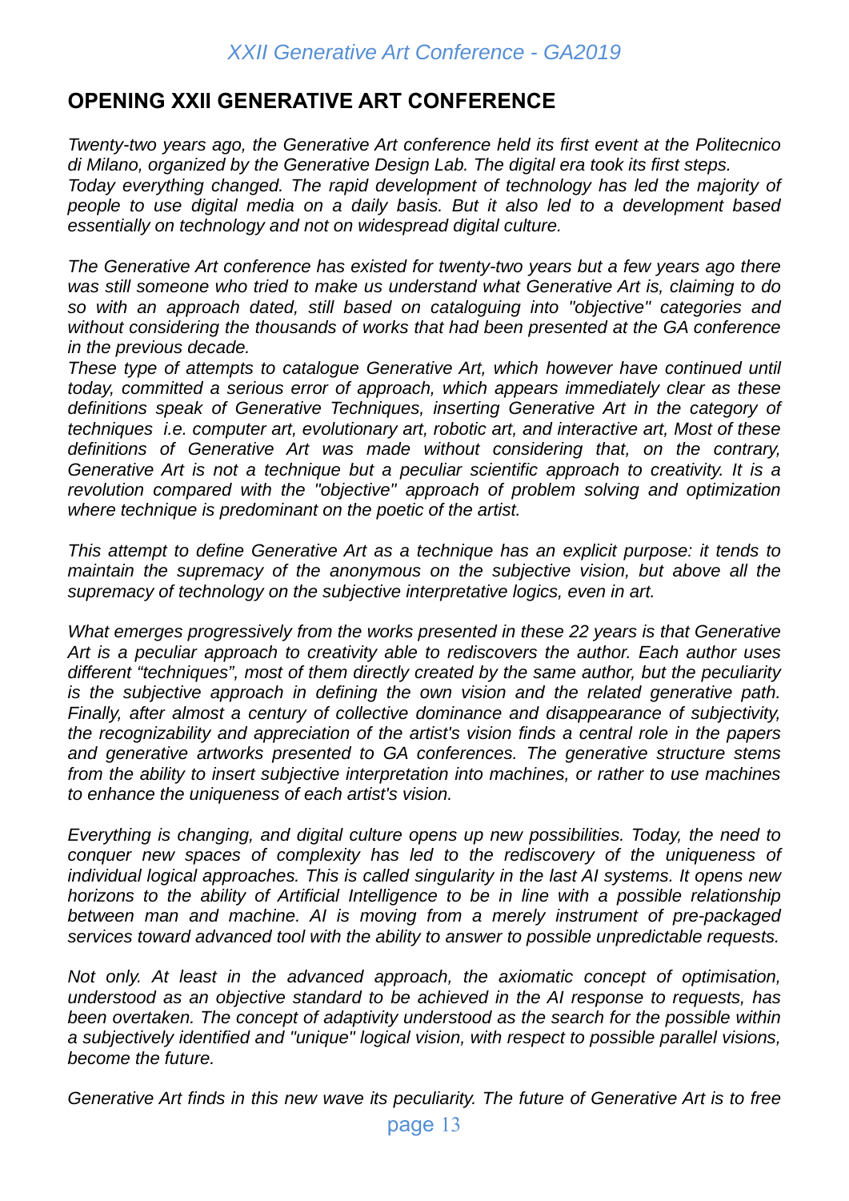## OPENING XXII GENERATIVE ART CONFERENCE

*Twenty-two years ago, the Generative Art conference held its first event at the Politecnico di Milano, organized by the Generative Design Lab. The digital era took its first steps. Today everything changed. The rapid development of technology has led the majority of people to use digital media on a daily basis. But it also led to a development based essentially on technology and not on widespread digital culture.*

*The Generative Art conference has existed for twenty-two years but a few years ago there was still someone who tried to make us understand what Generative Art is, claiming to do so with an approach dated, still based on cataloguing into "objective" categories and without considering the thousands of works that had been presented at the GA conference in the previous decade.*

*These type of attempts to catalogue Generative Art, which however have continued until today, committed a serious error of approach, which appears immediately clear as these definitions speak of Generative Techniques, inserting Generative Art in the category of techniques i.e. computer art, evolutionary art, robotic art, and interactive art, Most of these definitions of Generative Art was made without considering that, on the contrary, Generative Art is not a technique but a peculiar scientific approach to creativity. It is a revolution compared with the "objective" approach of problem solving and optimization where technique is predominant on the poetic of the artist.*

*This attempt to define Generative Art as a technique has an explicit purpose: it tends to maintain the supremacy of the anonymous on the subjective vision, but above all the supremacy of technology on the subjective interpretative logics, even in art.*

*What emerges progressively from the works presented in these 22 years is that Generative Art is a peculiar approach to creativity able to rediscovers the author. Each author uses different "techniques", most of them directly created by the same author, but the peculiarity is the subjective approach in defining the own vision and the related generative path. Finally, after almost a century of collective dominance and disappearance of subjectivity, the recognizability and appreciation of the artist's vision finds a central role in the papers and generative artworks presented to GA conferences. The generative structure stems from the ability to insert subjective interpretation into machines, or rather to use machines to enhance the uniqueness of each artist's vision.*

*Everything is changing, and digital culture opens up new possibilities. Today, the need to conquer new spaces of complexity has led to the rediscovery of the uniqueness of individual logical approaches. This is called singularity in the last AI systems. It opens new horizons to the ability of Artificial Intelligence to be in line with a possible relationship between man and machine. AI is moving from a merely instrument of pre-packaged services toward advanced tool with the ability to answer to possible unpredictable requests.*

*Not only. At least in the advanced approach, the axiomatic concept of optimisation, understood as an objective standard to be achieved in the AI response to requests, has been overtaken. The concept of adaptivity understood as the search for the possible within a subjectively identified and "unique" logical vision, with respect to possible parallel visions, become the future.*

*Generative Art finds in this new wave its peculiarity. The future of Generative Art is to free*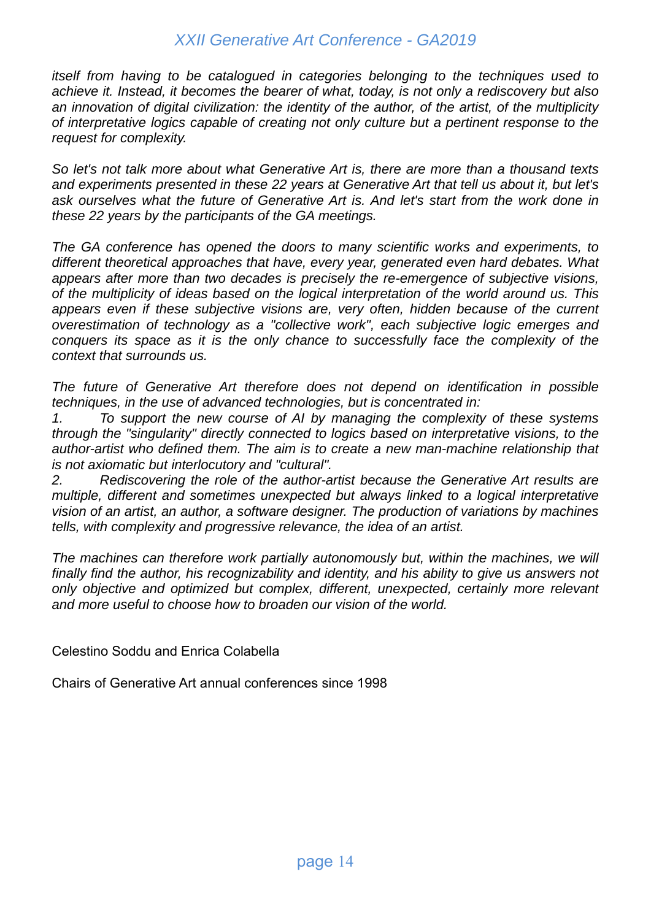*itself from having to be catalogued in categories belonging to the techniques used to achieve it. Instead, it becomes the bearer of what, today, is not only a rediscovery but also an innovation of digital civilization: the identity of the author, of the artist, of the multiplicity of interpretative logics capable of creating not only culture but a pertinent response to the request for complexity.*

*So let's not talk more about what Generative Art is, there are more than a thousand texts and experiments presented in these 22 years at Generative Art that tell us about it, but let's ask ourselves what the future of Generative Art is. And let's start from the work done in these 22 years by the participants of the GA meetings.*

*The GA conference has opened the doors to many scientific works and experiments, to different theoretical approaches that have, every year, generated even hard debates. What appears after more than two decades is precisely the re-emergence of subjective visions, of the multiplicity of ideas based on the logical interpretation of the world around us. This appears even if these subjective visions are, very often, hidden because of the current overestimation of technology as a "collective work", each subjective logic emerges and conquers its space as it is the only chance to successfully face the complexity of the context that surrounds us.*

*The future of Generative Art therefore does not depend on identification in possible techniques, in the use of advanced technologies, but is concentrated in:*

1. *To support the new course of AI by managing the complexity of these systems through the "singularity" directly connected to logics based on interpretative visions, to the author-artist who defined them. The aim is to create a new man-machine relationship that is not axiomatic but interlocutory and "cultural".*
2. *Rediscovering the role of the author-artist because the Generative Art results are multiple, different and sometimes unexpected but always linked to a logical interpretative vision of an artist, an author, a software designer. The production of variations by machines tells, with complexity and progressive relevance, the idea of an artist.*

*The machines can therefore work partially autonomously but, within the machines, we will finally find the author, his recognizability and identity, and his ability to give us answers not only objective and optimized but complex, different, unexpected, certainly more relevant and more useful to choose how to broaden our vision of the world.*

Celestino Soddu and Enrica Colabella

Chairs of Generative Art annual conferences since 1998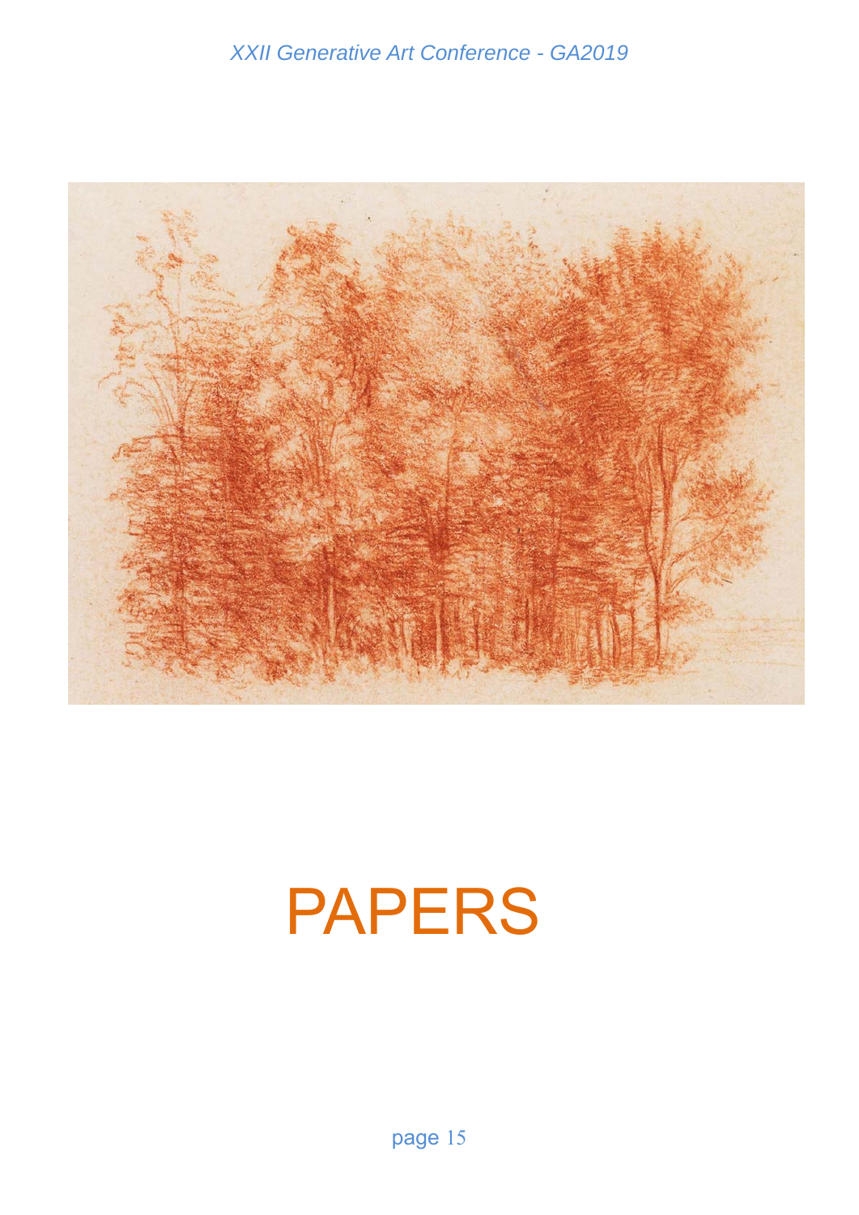# PAPERS